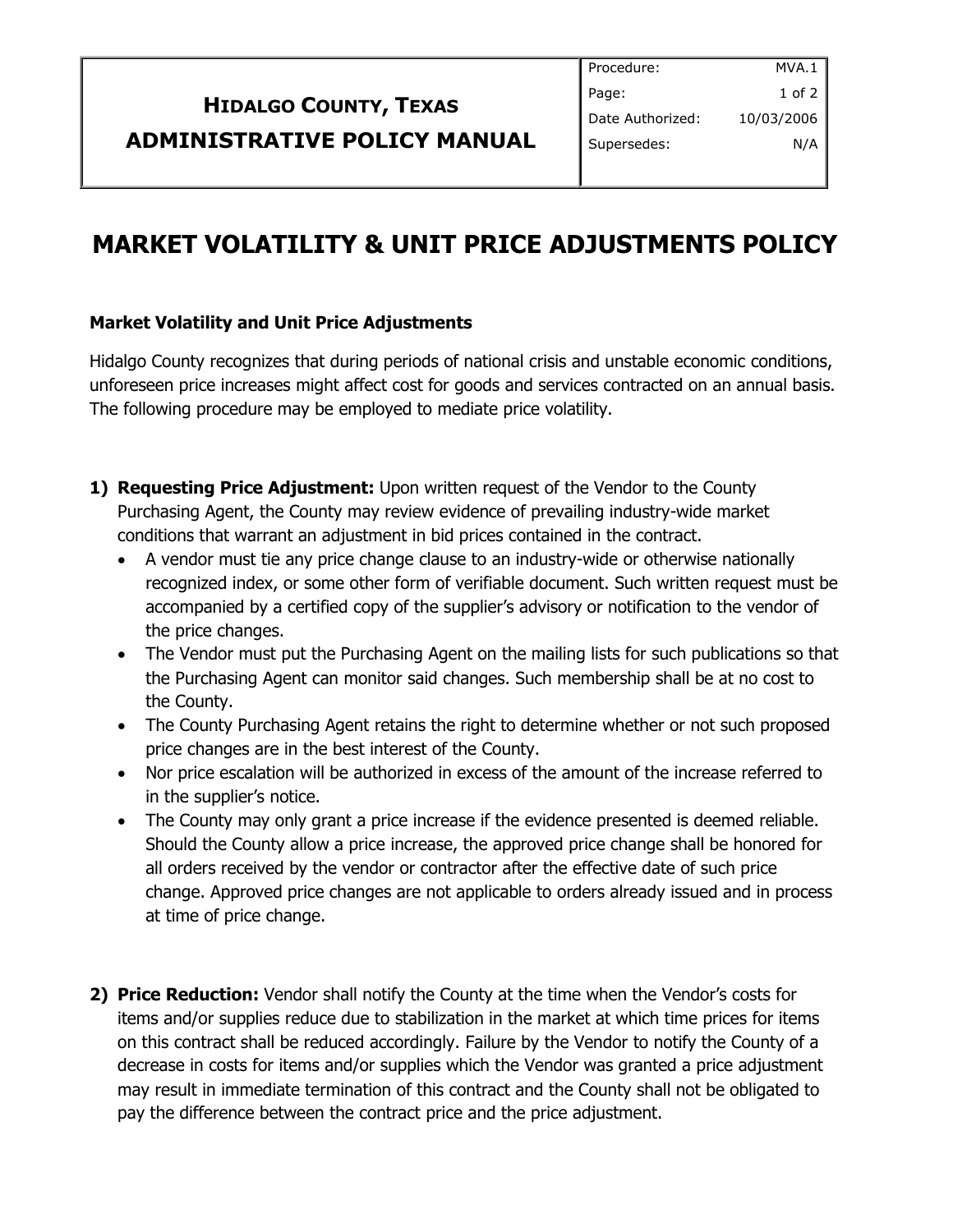| HIDALGO COUNTY, TEXAS ADMINISTRATIVE POLICY MANUAL | Procedure: | MVA.1 |
|---|---|---|
| | Date Authorized: | 10/03/2006 |
| | Supersedes: | N/A |

# MARKET VOLATILITY & UNIT PRICE ADJUSTMENTS POLICY

### Market Volatility and Unit Price Adjustments

Hidalgo County recognizes that during periods of national crisis and unstable economic conditions, unforeseen price increases might affect cost for goods and services contracted on an annual basis. The following procedure may be employed to mediate price volatility.

1) **Requesting Price Adjustment:** Upon written request of the Vendor to the County Purchasing Agent, the County may review evidence of prevailing industry-wide market conditions that warrant an adjustment in bid prices contained in the contract.
   - A vendor must tie any price change clause to an industry-wide or otherwise nationally recognized index, or some other form of verifiable document. Such written request must be accompanied by a certified copy of the supplier's advisory or notification to the vendor of the price changes.
   - The Vendor must put the Purchasing Agent on the mailing lists for such publications so that the Purchasing Agent can monitor said changes. Such membership shall be at no cost to the County.
   - The County Purchasing Agent retains the right to determine whether or not such proposed price changes are in the best interest of the County.
   - Nor price escalation will be authorized in excess of the amount of the increase referred to in the supplier's notice.
   - The County may only grant a price increase if the evidence presented is deemed reliable. Should the County allow a price increase, the approved price change shall be honored for all orders received by the vendor or contractor after the effective date of such price change. Approved price changes are not applicable to orders already issued and in process at time of price change.

2) **Price Reduction:** Vendor shall notify the County at the time when the Vendor's costs for items and/or supplies reduce due to stabilization in the market at which time prices for items on this contract shall be reduced accordingly. Failure by the Vendor to notify the County of a decrease in costs for items and/or supplies which the Vendor was granted a price adjustment may result in immediate termination of this contract and the County shall not be obligated to pay the difference between the contract price and the price adjustment.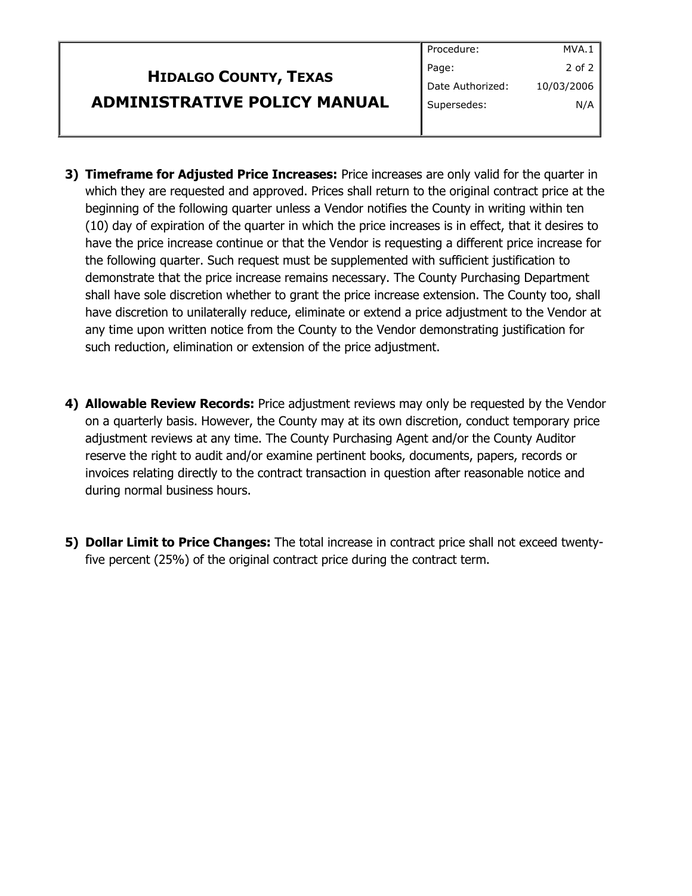3) **Timeframe for Adjusted Price Increases:** Price increases are only valid for the quarter in which they are requested and approved. Prices shall return to the original contract price at the beginning of the following quarter unless a Vendor notifies the County in writing within ten (10) day of expiration of the quarter in which the price increases is in effect, that it desires to have the price increase continue or that the Vendor is requesting a different price increase for the following quarter. Such request must be supplemented with sufficient justification to demonstrate that the price increase remains necessary. The County Purchasing Department shall have sole discretion whether to grant the price increase extension. The County too, shall have discretion to unilaterally reduce, eliminate or extend a price adjustment to the Vendor at any time upon written notice from the County to the Vendor demonstrating justification for such reduction, elimination or extension of the price adjustment.

4) **Allowable Review Records:** Price adjustment reviews may only be requested by the Vendor on a quarterly basis. However, the County may at its own discretion, conduct temporary price adjustment reviews at any time. The County Purchasing Agent and/or the County Auditor reserve the right to audit and/or examine pertinent books, documents, papers, records or invoices relating directly to the contract transaction in question after reasonable notice and during normal business hours.

5) **Dollar Limit to Price Changes:** The total increase in contract price shall not exceed twenty-five percent (25%) of the original contract price during the contract term.